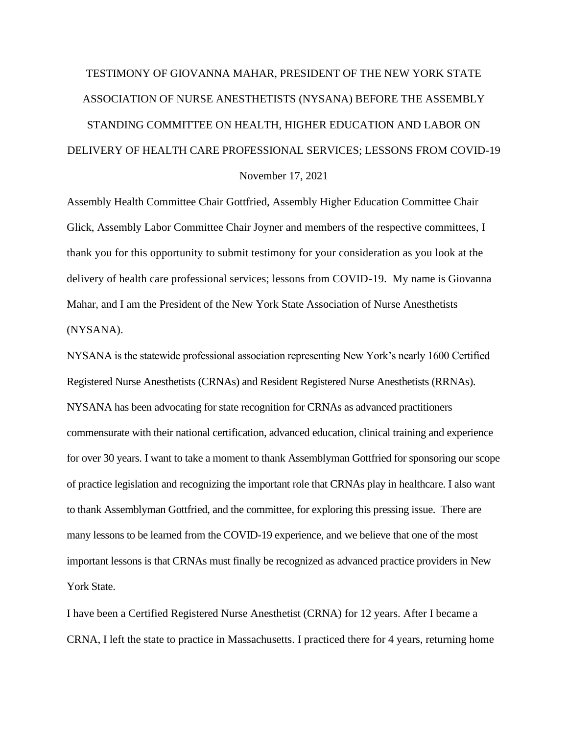# TESTIMONY OF GIOVANNA MAHAR, PRESIDENT OF THE NEW YORK STATE ASSOCIATION OF NURSE ANESTHETISTS (NYSANA) BEFORE THE ASSEMBLY STANDING COMMITTEE ON HEALTH, HIGHER EDUCATION AND LABOR ON DELIVERY OF HEALTH CARE PROFESSIONAL SERVICES; LESSONS FROM COVID-19

November 17, 2021

Assembly Health Committee Chair Gottfried, Assembly Higher Education Committee Chair Glick, Assembly Labor Committee Chair Joyner and members of the respective committees, I thank you for this opportunity to submit testimony for your consideration as you look at the delivery of health care professional services; lessons from COVID-19. My name is Giovanna Mahar, and I am the President of the New York State Association of Nurse Anesthetists (NYSANA).

NYSANA is the statewide professional association representing New York's nearly 1600 Certified Registered Nurse Anesthetists (CRNAs) and Resident Registered Nurse Anesthetists (RRNAs). NYSANA has been advocating for state recognition for CRNAs as advanced practitioners commensurate with their national certification, advanced education, clinical training and experience for over 30 years. I want to take a moment to thank Assemblyman Gottfried for sponsoring our scope of practice legislation and recognizing the important role that CRNAs play in healthcare. I also want to thank Assemblyman Gottfried, and the committee, for exploring this pressing issue. There are many lessons to be learned from the COVID-19 experience, and we believe that one of the most important lessons is that CRNAs must finally be recognized as advanced practice providers in New York State.

I have been a Certified Registered Nurse Anesthetist (CRNA) for 12 years. After I became a CRNA, I left the state to practice in Massachusetts. I practiced there for 4 years, returning home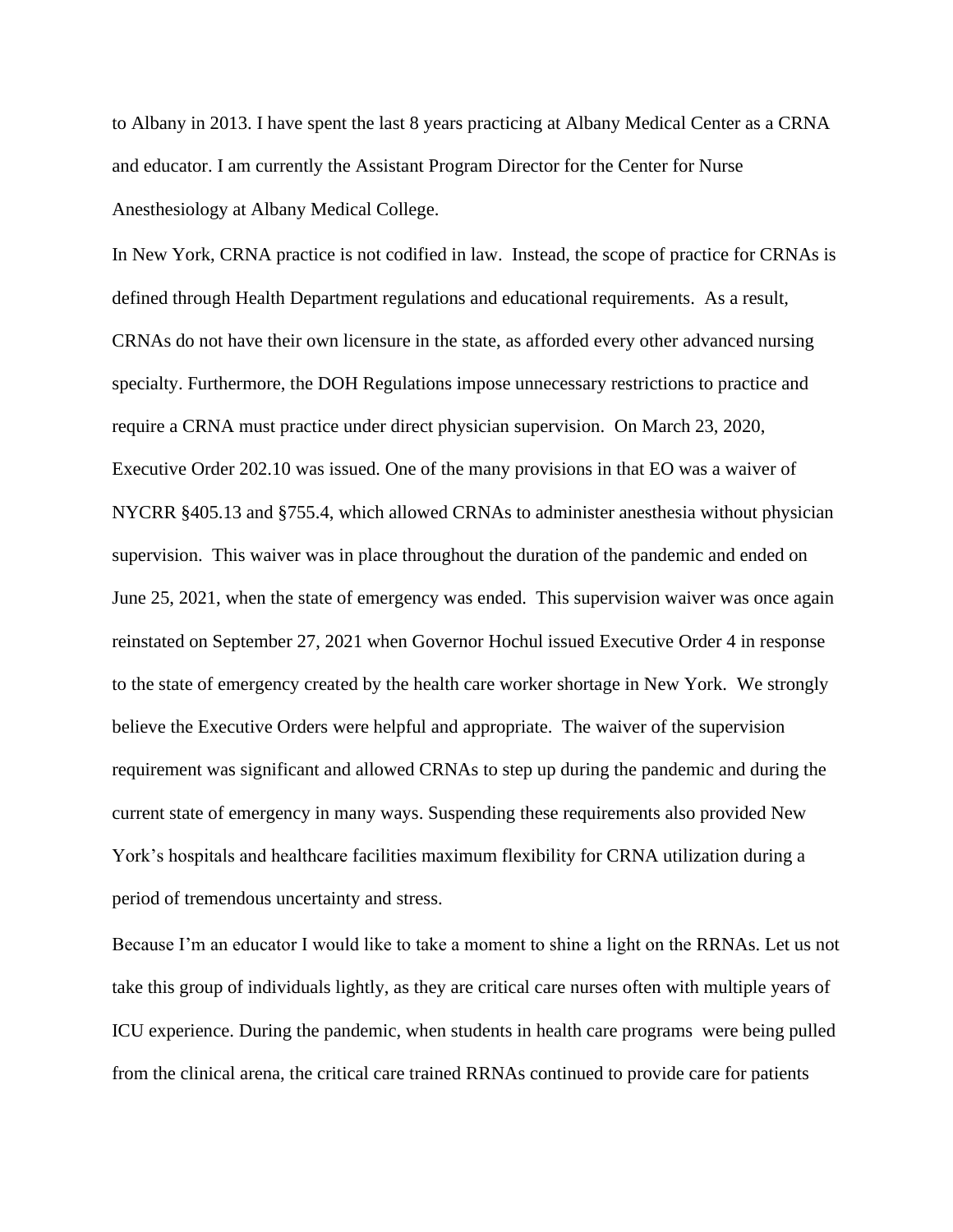to Albany in 2013. I have spent the last 8 years practicing at Albany Medical Center as a CRNA and educator. I am currently the Assistant Program Director for the Center for Nurse Anesthesiology at Albany Medical College.

In New York, CRNA practice is not codified in law. Instead, the scope of practice for CRNAs is defined through Health Department regulations and educational requirements. As a result, CRNAs do not have their own licensure in the state, as afforded every other advanced nursing specialty. Furthermore, the DOH Regulations impose unnecessary restrictions to practice and require a CRNA must practice under direct physician supervision. On March 23, 2020, Executive Order 202.10 was issued. One of the many provisions in that EO was a waiver of NYCRR §405.13 and §755.4, which allowed CRNAs to administer anesthesia without physician supervision. This waiver was in place throughout the duration of the pandemic and ended on June 25, 2021, when the state of emergency was ended. This supervision waiver was once again reinstated on September 27, 2021 when Governor Hochul issued Executive Order 4 in response to the state of emergency created by the health care worker shortage in New York. We strongly believe the Executive Orders were helpful and appropriate. The waiver of the supervision requirement was significant and allowed CRNAs to step up during the pandemic and during the current state of emergency in many ways. Suspending these requirements also provided New York's hospitals and healthcare facilities maximum flexibility for CRNA utilization during a period of tremendous uncertainty and stress.

Because I'm an educator I would like to take a moment to shine a light on the RRNAs. Let us not take this group of individuals lightly, as they are critical care nurses often with multiple years of ICU experience. During the pandemic, when students in health care programs were being pulled from the clinical arena, the critical care trained RRNAs continued to provide care for patients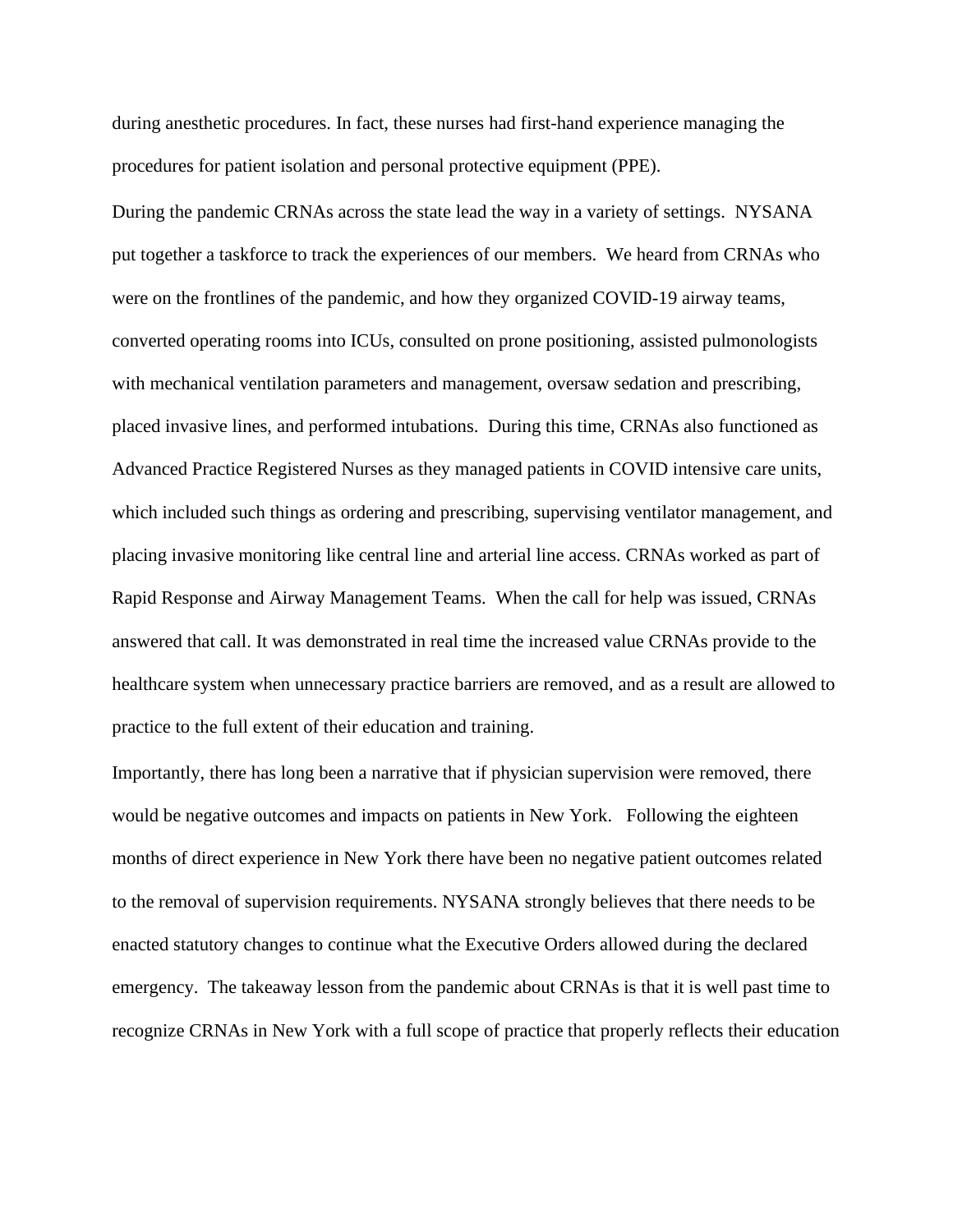during anesthetic procedures. In fact, these nurses had first-hand experience managing the procedures for patient isolation and personal protective equipment (PPE).

During the pandemic CRNAs across the state lead the way in a variety of settings. NYSANA put together a taskforce to track the experiences of our members. We heard from CRNAs who were on the frontlines of the pandemic, and how they organized COVID-19 airway teams, converted operating rooms into ICUs, consulted on prone positioning, assisted pulmonologists with mechanical ventilation parameters and management, oversaw sedation and prescribing, placed invasive lines, and performed intubations. During this time, CRNAs also functioned as Advanced Practice Registered Nurses as they managed patients in COVID intensive care units, which included such things as ordering and prescribing, supervising ventilator management, and placing invasive monitoring like central line and arterial line access. CRNAs worked as part of Rapid Response and Airway Management Teams. When the call for help was issued, CRNAs answered that call. It was demonstrated in real time the increased value CRNAs provide to the healthcare system when unnecessary practice barriers are removed, and as a result are allowed to practice to the full extent of their education and training.

Importantly, there has long been a narrative that if physician supervision were removed, there would be negative outcomes and impacts on patients in New York. Following the eighteen months of direct experience in New York there have been no negative patient outcomes related to the removal of supervision requirements. NYSANA strongly believes that there needs to be enacted statutory changes to continue what the Executive Orders allowed during the declared emergency. The takeaway lesson from the pandemic about CRNAs is that it is well past time to recognize CRNAs in New York with a full scope of practice that properly reflects their education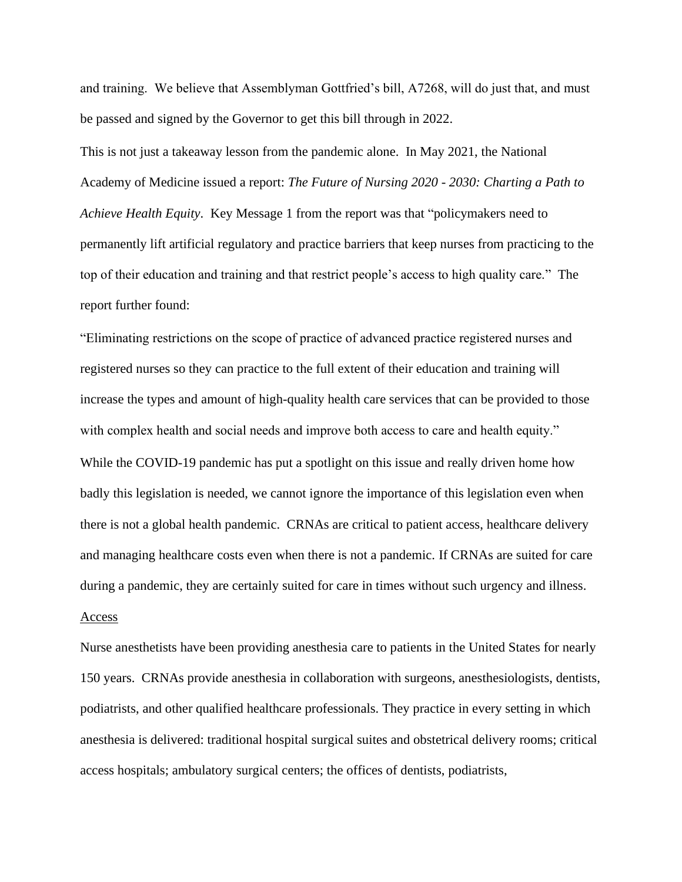and training. We believe that Assemblyman Gottfried's bill, A7268, will do just that, and must be passed and signed by the Governor to get this bill through in 2022.

This is not just a takeaway lesson from the pandemic alone. In May 2021, the National Academy of Medicine issued a report: *The Future of Nursing 2020 - 2030: Charting a Path to Achieve Health Equity*. Key Message 1 from the report was that "policymakers need to permanently lift artificial regulatory and practice barriers that keep nurses from practicing to the top of their education and training and that restrict people's access to high quality care." The report further found:

"Eliminating restrictions on the scope of practice of advanced practice registered nurses and registered nurses so they can practice to the full extent of their education and training will increase the types and amount of high-quality health care services that can be provided to those with complex health and social needs and improve both access to care and health equity."

While the COVID-19 pandemic has put a spotlight on this issue and really driven home how badly this legislation is needed, we cannot ignore the importance of this legislation even when there is not a global health pandemic. CRNAs are critical to patient access, healthcare delivery and managing healthcare costs even when there is not a pandemic. If CRNAs are suited for care during a pandemic, they are certainly suited for care in times without such urgency and illness.

<u>Access</u>

Nurse anesthetists have been providing anesthesia care to patients in the United States for nearly 150 years. CRNAs provide anesthesia in collaboration with surgeons, anesthesiologists, dentists, podiatrists, and other qualified healthcare professionals. They practice in every setting in which anesthesia is delivered: traditional hospital surgical suites and obstetrical delivery rooms; critical access hospitals; ambulatory surgical centers; the offices of dentists, podiatrists,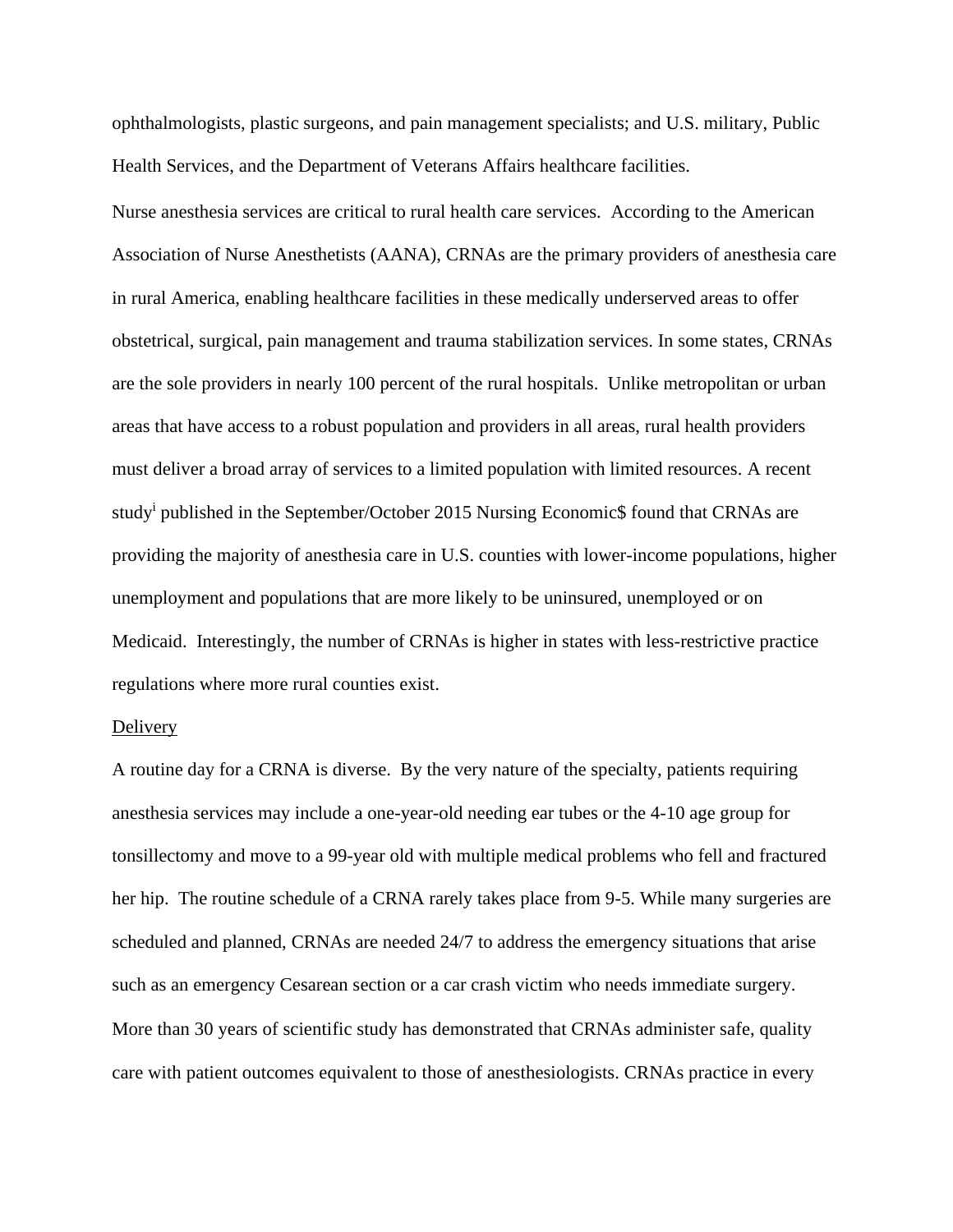ophthalmologists, plastic surgeons, and pain management specialists; and U.S. military, Public Health Services, and the Department of Veterans Affairs healthcare facilities.

Nurse anesthesia services are critical to rural health care services. According to the American Association of Nurse Anesthetists (AANA), CRNAs are the primary providers of anesthesia care in rural America, enabling healthcare facilities in these medically underserved areas to offer obstetrical, surgical, pain management and trauma stabilization services. In some states, CRNAs are the sole providers in nearly 100 percent of the rural hospitals. Unlike metropolitan or urban areas that have access to a robust population and providers in all areas, rural health providers must deliver a broad array of services to a limited population with limited resources. A recent study[i] published in the September/October 2015 Nursing Economic$ found that CRNAs are providing the majority of anesthesia care in U.S. counties with lower-income populations, higher unemployment and populations that are more likely to be uninsured, unemployed or on Medicaid. Interestingly, the number of CRNAs is higher in states with less-restrictive practice regulations where more rural counties exist.

<u>Delivery</u>

A routine day for a CRNA is diverse. By the very nature of the specialty, patients requiring anesthesia services may include a one-year-old needing ear tubes or the 4-10 age group for tonsillectomy and move to a 99-year old with multiple medical problems who fell and fractured her hip. The routine schedule of a CRNA rarely takes place from 9-5. While many surgeries are scheduled and planned, CRNAs are needed 24/7 to address the emergency situations that arise such as an emergency Cesarean section or a car crash victim who needs immediate surgery. More than 30 years of scientific study has demonstrated that CRNAs administer safe, quality care with patient outcomes equivalent to those of anesthesiologists. CRNAs practice in every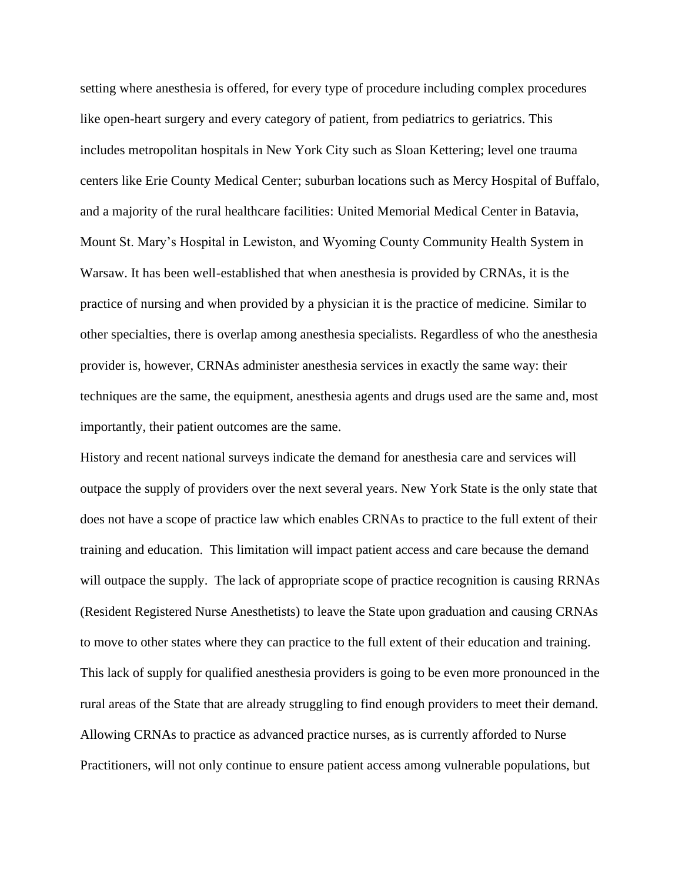setting where anesthesia is offered, for every type of procedure including complex procedures like open-heart surgery and every category of patient, from pediatrics to geriatrics. This includes metropolitan hospitals in New York City such as Sloan Kettering; level one trauma centers like Erie County Medical Center; suburban locations such as Mercy Hospital of Buffalo, and a majority of the rural healthcare facilities: United Memorial Medical Center in Batavia, Mount St. Mary's Hospital in Lewiston, and Wyoming County Community Health System in Warsaw. It has been well-established that when anesthesia is provided by CRNAs, it is the practice of nursing and when provided by a physician it is the practice of medicine. Similar to other specialties, there is overlap among anesthesia specialists. Regardless of who the anesthesia provider is, however, CRNAs administer anesthesia services in exactly the same way: their techniques are the same, the equipment, anesthesia agents and drugs used are the same and, most importantly, their patient outcomes are the same.

History and recent national surveys indicate the demand for anesthesia care and services will outpace the supply of providers over the next several years. New York State is the only state that does not have a scope of practice law which enables CRNAs to practice to the full extent of their training and education. This limitation will impact patient access and care because the demand will outpace the supply. The lack of appropriate scope of practice recognition is causing RRNAs (Resident Registered Nurse Anesthetists) to leave the State upon graduation and causing CRNAs to move to other states where they can practice to the full extent of their education and training. This lack of supply for qualified anesthesia providers is going to be even more pronounced in the rural areas of the State that are already struggling to find enough providers to meet their demand. Allowing CRNAs to practice as advanced practice nurses, as is currently afforded to Nurse Practitioners, will not only continue to ensure patient access among vulnerable populations, but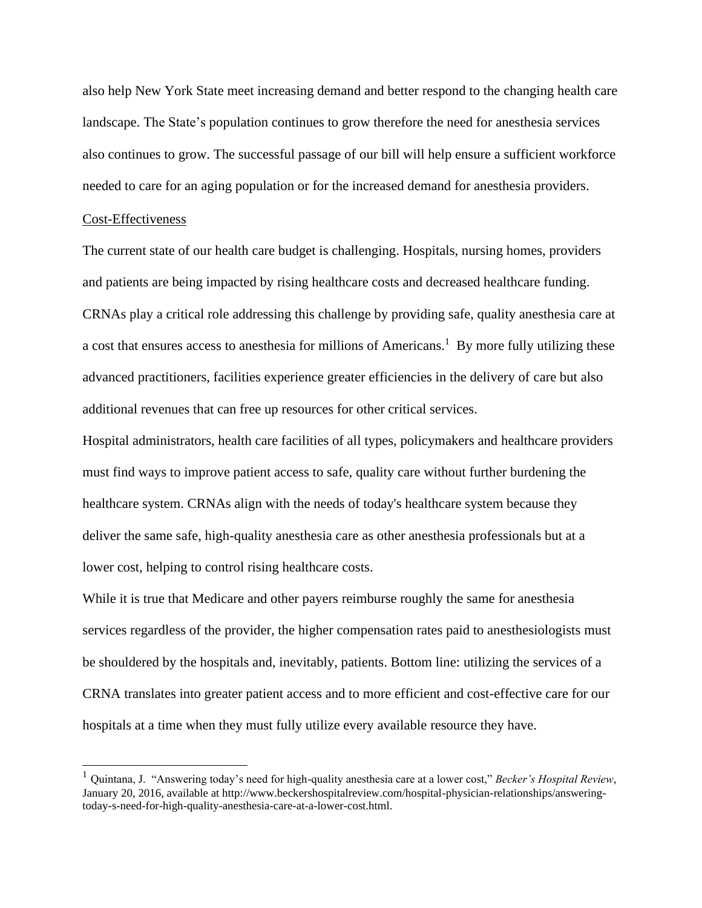also help New York State meet increasing demand and better respond to the changing health care landscape. The State's population continues to grow therefore the need for anesthesia services also continues to grow. The successful passage of our bill will help ensure a sufficient workforce needed to care for an aging population or for the increased demand for anesthesia providers.

<u>Cost-Effectiveness</u>

The current state of our health care budget is challenging. Hospitals, nursing homes, providers and patients are being impacted by rising healthcare costs and decreased healthcare funding. CRNAs play a critical role addressing this challenge by providing safe, quality anesthesia care at a cost that ensures access to anesthesia for millions of Americans.[1] By more fully utilizing these advanced practitioners, facilities experience greater efficiencies in the delivery of care but also additional revenues that can free up resources for other critical services.

Hospital administrators, health care facilities of all types, policymakers and healthcare providers must find ways to improve patient access to safe, quality care without further burdening the healthcare system. CRNAs align with the needs of today's healthcare system because they deliver the same safe, high-quality anesthesia care as other anesthesia professionals but at a lower cost, helping to control rising healthcare costs.

While it is true that Medicare and other payers reimburse roughly the same for anesthesia services regardless of the provider, the higher compensation rates paid to anesthesiologists must be shouldered by the hospitals and, inevitably, patients. Bottom line: utilizing the services of a CRNA translates into greater patient access and to more efficient and cost-effective care for our hospitals at a time when they must fully utilize every available resource they have.

---

[1] Quintana, J. "Answering today's need for high-quality anesthesia care at a lower cost," *Becker's Hospital Review*, January 20, 2016, available at http://www.beckershospitalreview.com/hospital-physician-relationships/answering-today-s-need-for-high-quality-anesthesia-care-at-a-lower-cost.html.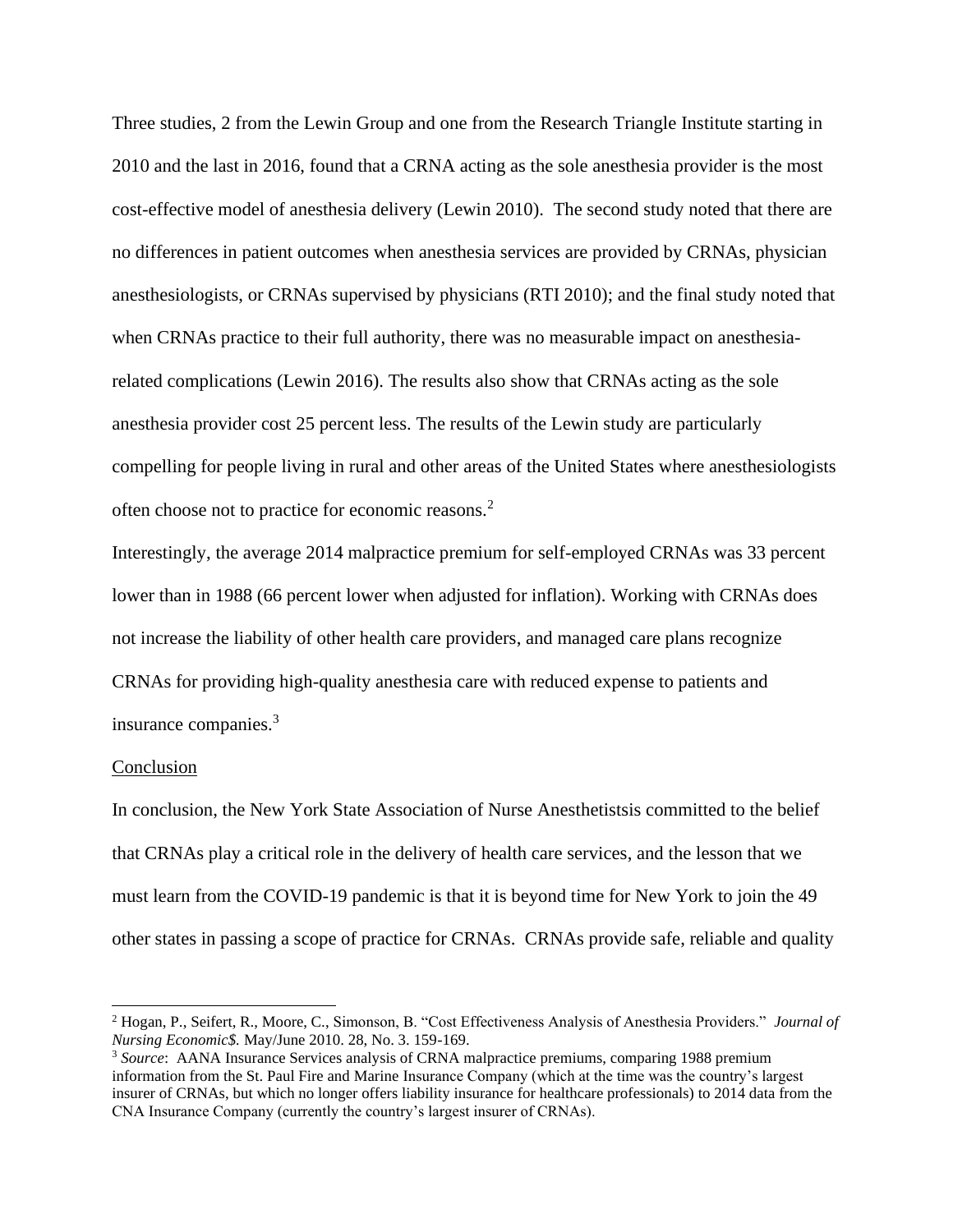Three studies, 2 from the Lewin Group and one from the Research Triangle Institute starting in 2010 and the last in 2016, found that a CRNA acting as the sole anesthesia provider is the most cost-effective model of anesthesia delivery (Lewin 2010). The second study noted that there are no differences in patient outcomes when anesthesia services are provided by CRNAs, physician anesthesiologists, or CRNAs supervised by physicians (RTI 2010); and the final study noted that when CRNAs practice to their full authority, there was no measurable impact on anesthesia-related complications (Lewin 2016). The results also show that CRNAs acting as the sole anesthesia provider cost 25 percent less. The results of the Lewin study are particularly compelling for people living in rural and other areas of the United States where anesthesiologists often choose not to practice for economic reasons.[2]

Interestingly, the average 2014 malpractice premium for self-employed CRNAs was 33 percent lower than in 1988 (66 percent lower when adjusted for inflation). Working with CRNAs does not increase the liability of other health care providers, and managed care plans recognize CRNAs for providing high-quality anesthesia care with reduced expense to patients and insurance companies.[3]

<u>Conclusion</u>

In conclusion, the New York State Association of Nurse Anesthetistsis committed to the belief that CRNAs play a critical role in the delivery of health care services, and the lesson that we must learn from the COVID-19 pandemic is that it is beyond time for New York to join the 49 other states in passing a scope of practice for CRNAs. CRNAs provide safe, reliable and quality

---

[2] Hogan, P., Seifert, R., Moore, C., Simonson, B. "Cost Effectiveness Analysis of Anesthesia Providers." *Journal of Nursing Economic$.* May/June 2010. 28, No. 3. 159-169.

[3] *Source*: AANA Insurance Services analysis of CRNA malpractice premiums, comparing 1988 premium information from the St. Paul Fire and Marine Insurance Company (which at the time was the country's largest insurer of CRNAs, but which no longer offers liability insurance for healthcare professionals) to 2014 data from the CNA Insurance Company (currently the country's largest insurer of CRNAs).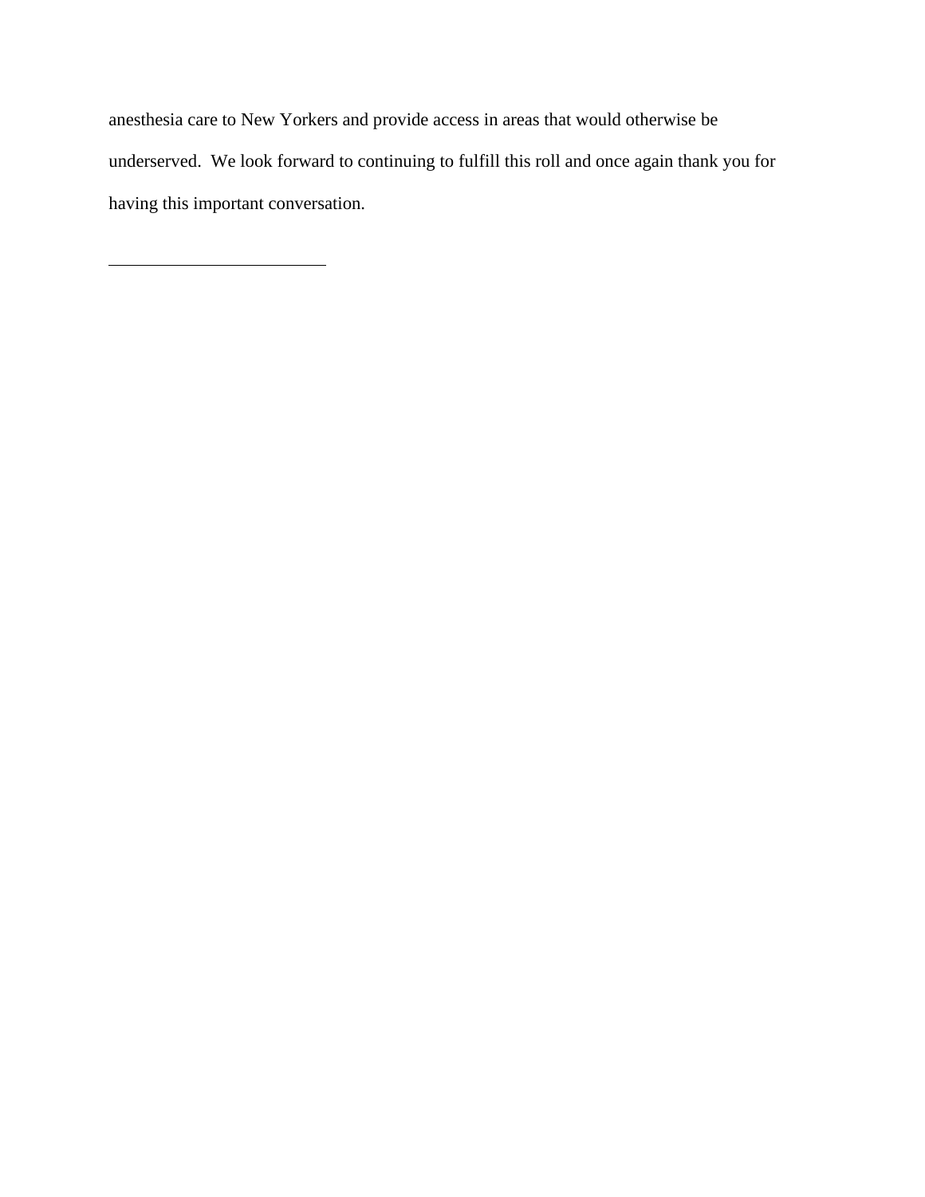anesthesia care to New Yorkers and provide access in areas that would otherwise be underserved. We look forward to continuing to fulfill this roll and once again thank you for having this important conversation.